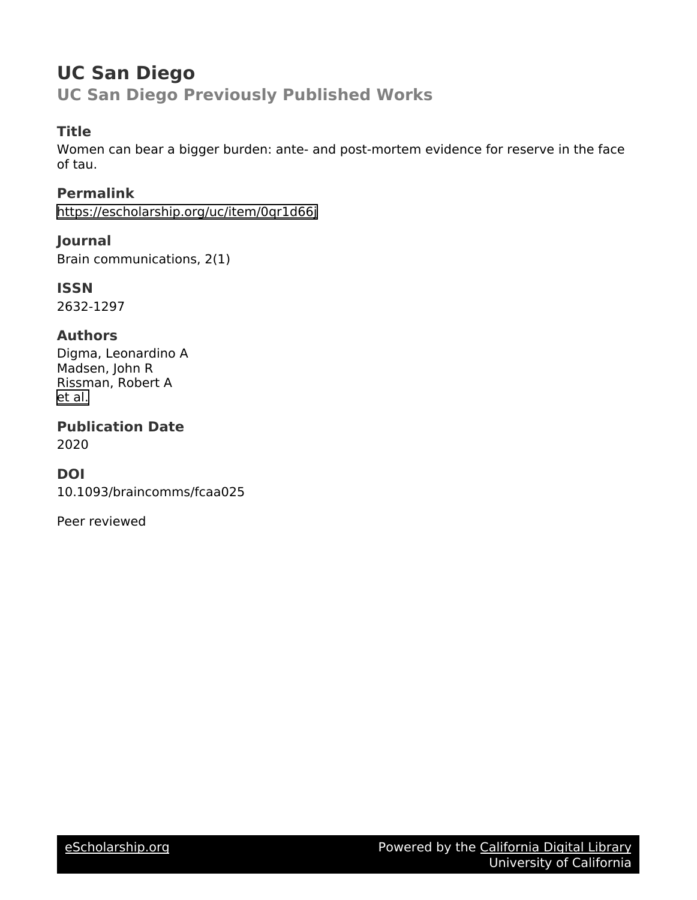# UC San Diego

## UC San Diego Previously Published Works

### Title

Women can bear a bigger burden: ante- and post-mortem evidence for reserve in the face of tau.

### Permalink

https://escholarship.org/uc/item/0qr1d66j

### Journal

Brain communications, 2(1)

### ISSN

2632-1297

### Authors

Digma, Leonardino A
Madsen, John R
Rissman, Robert A
et al.

### Publication Date

2020

### DOI

10.1093/braincomms/fcaa025

Peer reviewed

eScholarship.org — Powered by the California Digital Library, University of California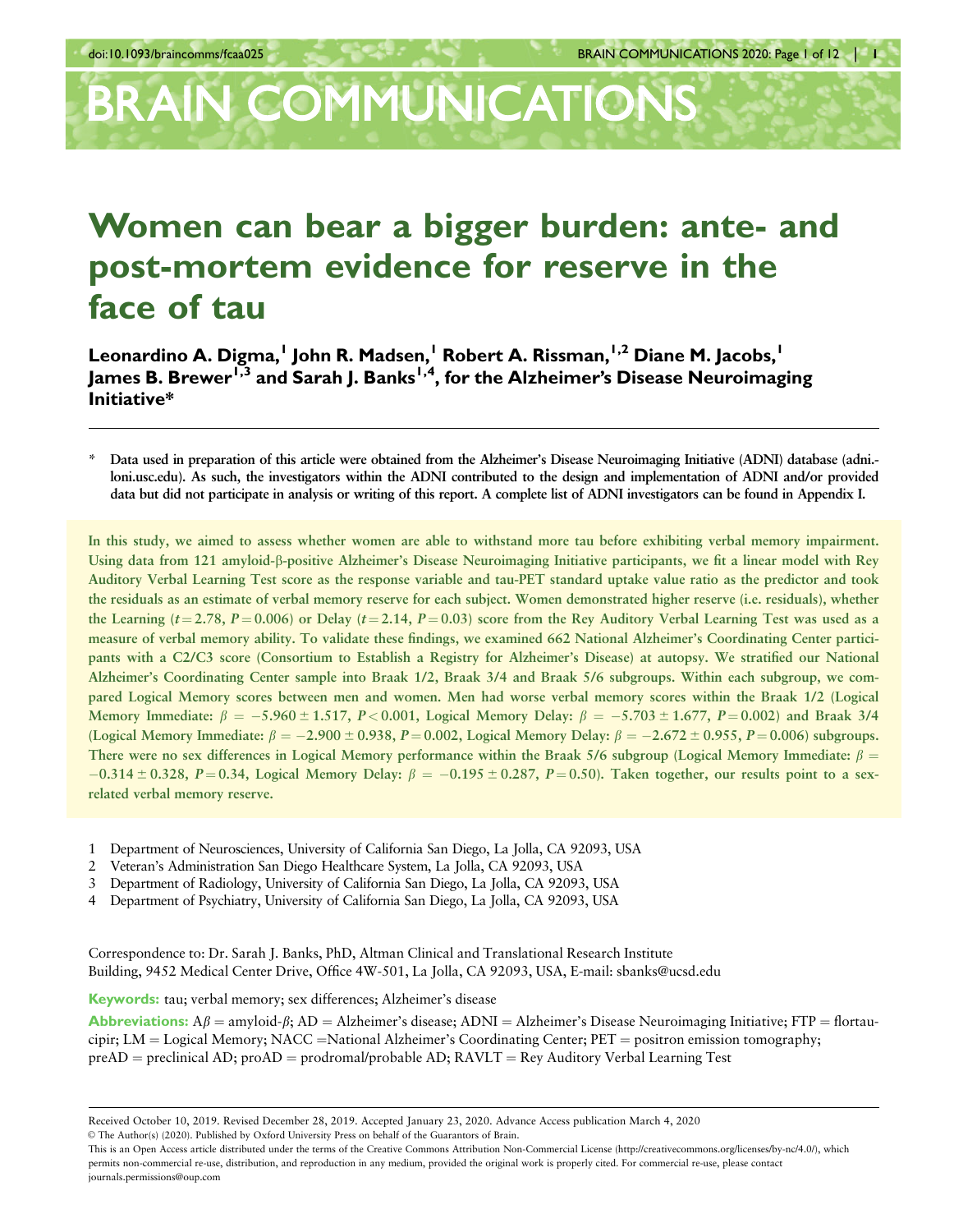# Women can bear a bigger burden: ante- and post-mortem evidence for reserve in the face of tau

**Leonardino A. Digma,[1] John R. Madsen,[1] Robert A. Rissman,[1,2] Diane M. Jacobs,[1] James B. Brewer[1,3] and Sarah J. Banks[1,4], for the Alzheimer's Disease Neuroimaging Initiative***

\* Data used in preparation of this article were obtained from the Alzheimer's Disease Neuroimaging Initiative (ADNI) database (adni.loni.usc.edu). As such, the investigators within the ADNI contributed to the design and implementation of ADNI and/or provided data but did not participate in analysis or writing of this report. A complete list of ADNI investigators can be found in Appendix I.

In this study, we aimed to assess whether women are able to withstand more tau before exhibiting verbal memory impairment. Using data from 121 amyloid-β-positive Alzheimer's Disease Neuroimaging Initiative participants, we fit a linear model with Rey Auditory Verbal Learning Test score as the response variable and tau-PET standard uptake value ratio as the predictor and took the residuals as an estimate of verbal memory reserve for each subject. Women demonstrated higher reserve (i.e. residuals), whether the Learning ($t = 2.78$, $P = 0.006$) or Delay ($t = 2.14$, $P = 0.03$) score from the Rey Auditory Verbal Learning Test was used as a measure of verbal memory ability. To validate these findings, we examined 662 National Alzheimer's Coordinating Center participants with a C2/C3 score (Consortium to Establish a Registry for Alzheimer's Disease) at autopsy. We stratified our National Alzheimer's Coordinating Center sample into Braak 1/2, Braak 3/4 and Braak 5/6 subgroups. Within each subgroup, we compared Logical Memory scores between men and women. Men had worse verbal memory scores within the Braak 1/2 (Logical Memory Immediate: $\beta = -5.960 \pm 1.517$, $P < 0.001$, Logical Memory Delay: $\beta = -5.703 \pm 1.677$, $P = 0.002$) and Braak 3/4 (Logical Memory Immediate: $\beta = -2.900 \pm 0.938$, $P = 0.002$, Logical Memory Delay: $\beta = -2.672 \pm 0.955$, $P = 0.006$) subgroups. There were no sex differences in Logical Memory performance within the Braak 5/6 subgroup (Logical Memory Immediate: $\beta = -0.314 \pm 0.328$, $P = 0.34$, Logical Memory Delay: $\beta = -0.195 \pm 0.287$, $P = 0.50$). Taken together, our results point to a sex-related verbal memory reserve.

1 Department of Neurosciences, University of California San Diego, La Jolla, CA 92093, USA
2 Veteran's Administration San Diego Healthcare System, La Jolla, CA 92093, USA
3 Department of Radiology, University of California San Diego, La Jolla, CA 92093, USA
4 Department of Psychiatry, University of California San Diego, La Jolla, CA 92093, USA

Correspondence to: Dr. Sarah J. Banks, PhD, Altman Clinical and Translational Research Institute Building, 9452 Medical Center Drive, Office 4W-501, La Jolla, CA 92093, USA, E-mail: sbanks@ucsd.edu

**Keywords:** tau; verbal memory; sex differences; Alzheimer's disease

**Abbreviations:** Aβ = amyloid-β; AD = Alzheimer's disease; ADNI = Alzheimer's Disease Neuroimaging Initiative; FTP = flortaucipir; LM = Logical Memory; NACC = National Alzheimer's Coordinating Center; PET = positron emission tomography; preAD = preclinical AD; proAD = prodromal/probable AD; RAVLT = Rey Auditory Verbal Learning Test

Received October 10, 2019. Revised December 28, 2019. Accepted January 23, 2020. Advance Access publication March 4, 2020
© The Author(s) (2020). Published by Oxford University Press on behalf of the Guarantors of Brain.
This is an Open Access article distributed under the terms of the Creative Commons Attribution Non-Commercial License (http://creativecommons.org/licenses/by-nc/4.0/), which permits non-commercial re-use, distribution, and reproduction in any medium, provided the original work is properly cited. For commercial re-use, please contact journals.permissions@oup.com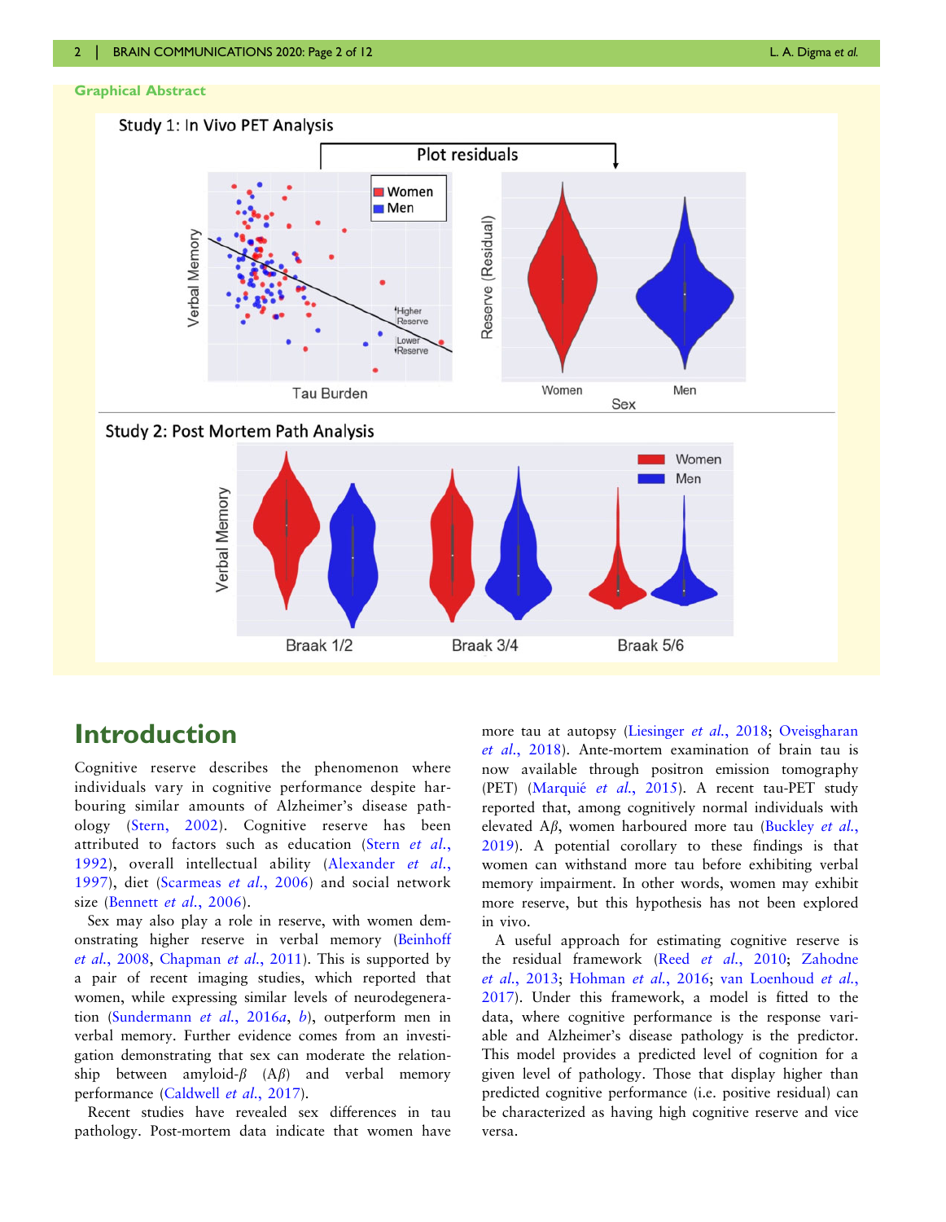## Graphical Abstract

## Introduction

Cognitive reserve describes the phenomenon where individuals vary in cognitive performance despite harbouring similar amounts of Alzheimer's disease pathology (Stern, 2002). Cognitive reserve has been attributed to factors such as education (Stern *et al.*, 1992), overall intellectual ability (Alexander *et al.*, 1997), diet (Scarmeas *et al.*, 2006) and social network size (Bennett *et al.*, 2006).

Sex may also play a role in reserve, with women demonstrating higher reserve in verbal memory (Beinhoff *et al.*, 2008, Chapman *et al.*, 2011). This is supported by a pair of recent imaging studies, which reported that women, while expressing similar levels of neurodegeneration (Sundermann *et al.*, 2016*a*, *b*), outperform men in verbal memory. Further evidence comes from an investigation demonstrating that sex can moderate the relationship between amyloid-$\beta$ (A$\beta$) and verbal memory performance (Caldwell *et al.*, 2017).

Recent studies have revealed sex differences in tau pathology. Post-mortem data indicate that women have more tau at autopsy (Liesinger *et al.*, 2018; Oveisgharan *et al.*, 2018). Ante-mortem examination of brain tau is now available through positron emission tomography (PET) (Marquié *et al.*, 2015). A recent tau-PET study reported that, among cognitively normal individuals with elevated A$\beta$, women harboured more tau (Buckley *et al.*, 2019). A potential corollary to these findings is that women can withstand more tau before exhibiting verbal memory impairment. In other words, women may exhibit more reserve, but this hypothesis has not been explored in vivo.

A useful approach for estimating cognitive reserve is the residual framework (Reed *et al.*, 2010; Zahodne *et al.*, 2013; Hohman *et al.*, 2016; van Loenhoud *et al.*, 2017). Under this framework, a model is fitted to the data, where cognitive performance is the response variable and Alzheimer's disease pathology is the predictor. This model provides a predicted level of cognition for a given level of pathology. Those that display higher than predicted cognitive performance (i.e. positive residual) can be characterized as having high cognitive reserve and vice versa.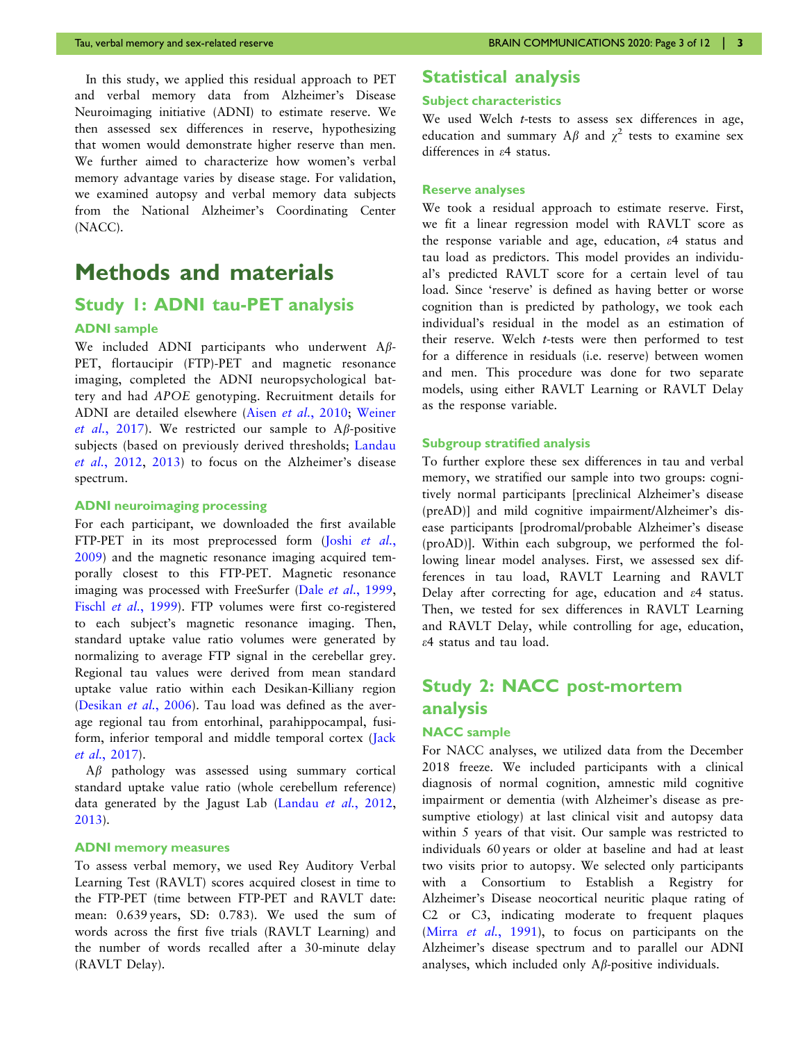In this study, we applied this residual approach to PET and verbal memory data from Alzheimer's Disease Neuroimaging initiative (ADNI) to estimate reserve. We then assessed sex differences in reserve, hypothesizing that women would demonstrate higher reserve than men. We further aimed to characterize how women's verbal memory advantage varies by disease stage. For validation, we examined autopsy and verbal memory data subjects from the National Alzheimer's Coordinating Center (NACC).

# Methods and materials

## Study 1: ADNI tau-PET analysis

### ADNI sample

We included ADNI participants who underwent Aβ-PET, flortaucipir (FTP)-PET and magnetic resonance imaging, completed the ADNI neuropsychological battery and had *APOE* genotyping. Recruitment details for ADNI are detailed elsewhere (Aisen *et al.*, 2010; Weiner *et al.*, 2017). We restricted our sample to Aβ-positive subjects (based on previously derived thresholds; Landau *et al.*, 2012, 2013) to focus on the Alzheimer's disease spectrum.

### ADNI neuroimaging processing

For each participant, we downloaded the first available FTP-PET in its most preprocessed form (Joshi *et al.*, 2009) and the magnetic resonance imaging acquired temporally closest to this FTP-PET. Magnetic resonance imaging was processed with FreeSurfer (Dale *et al.*, 1999, Fischl *et al.*, 1999). FTP volumes were first co-registered to each subject's magnetic resonance imaging. Then, standard uptake value ratio volumes were generated by normalizing to average FTP signal in the cerebellar grey. Regional tau values were derived from mean standard uptake value ratio within each Desikan-Killiany region (Desikan *et al.*, 2006). Tau load was defined as the average regional tau from entorhinal, parahippocampal, fusiform, inferior temporal and middle temporal cortex (Jack *et al.*, 2017).

Aβ pathology was assessed using summary cortical standard uptake value ratio (whole cerebellum reference) data generated by the Jagust Lab (Landau *et al.*, 2012, 2013).

### ADNI memory measures

To assess verbal memory, we used Rey Auditory Verbal Learning Test (RAVLT) scores acquired closest in time to the FTP-PET (time between FTP-PET and RAVLT date: mean: 0.639 years, SD: 0.783). We used the sum of words across the first five trials (RAVLT Learning) and the number of words recalled after a 30-minute delay (RAVLT Delay).

## Statistical analysis

### Subject characteristics

We used Welch *t*-tests to assess sex differences in age, education and summary Aβ and $\chi^2$ tests to examine sex differences in ε4 status.

### Reserve analyses

We took a residual approach to estimate reserve. First, we fit a linear regression model with RAVLT score as the response variable and age, education, ε4 status and tau load as predictors. This model provides an individual's predicted RAVLT score for a certain level of tau load. Since 'reserve' is defined as having better or worse cognition than is predicted by pathology, we took each individual's residual in the model as an estimation of their reserve. Welch *t*-tests were then performed to test for a difference in residuals (i.e. reserve) between women and men. This procedure was done for two separate models, using either RAVLT Learning or RAVLT Delay as the response variable.

### Subgroup stratified analysis

To further explore these sex differences in tau and verbal memory, we stratified our sample into two groups: cognitively normal participants [preclinical Alzheimer's disease (preAD)] and mild cognitive impairment/Alzheimer's disease participants [prodromal/probable Alzheimer's disease (proAD)]. Within each subgroup, we performed the following linear model analyses. First, we assessed sex differences in tau load, RAVLT Learning and RAVLT Delay after correcting for age, education and ε4 status. Then, we tested for sex differences in RAVLT Learning and RAVLT Delay, while controlling for age, education, ε4 status and tau load.

## Study 2: NACC post-mortem analysis

### NACC sample

For NACC analyses, we utilized data from the December 2018 freeze. We included participants with a clinical diagnosis of normal cognition, amnestic mild cognitive impairment or dementia (with Alzheimer's disease as presumptive etiology) at last clinical visit and autopsy data within 5 years of that visit. Our sample was restricted to individuals 60 years or older at baseline and had at least two visits prior to autopsy. We selected only participants with a Consortium to Establish a Registry for Alzheimer's Disease neocortical neuritic plaque rating of C2 or C3, indicating moderate to frequent plaques (Mirra *et al.*, 1991), to focus on participants on the Alzheimer's disease spectrum and to parallel our ADNI analyses, which included only Aβ-positive individuals.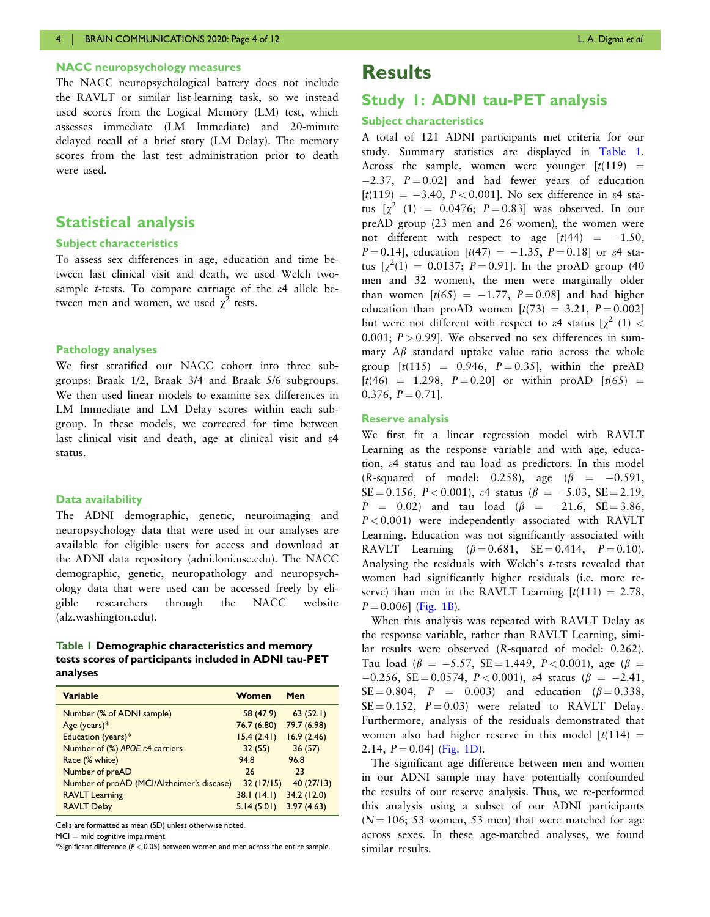### NACC neuropsychology measures

The NACC neuropsychological battery does not include the RAVLT or similar list-learning task, so we instead used scores from the Logical Memory (LM) test, which assesses immediate (LM Immediate) and 20-minute delayed recall of a brief story (LM Delay). The memory scores from the last test administration prior to death were used.

## Statistical analysis

### Subject characteristics

To assess sex differences in age, education and time between last clinical visit and death, we used Welch two-sample *t*-tests. To compare carriage of the ε4 allele between men and women, we used $\chi^2$ tests.

### Pathology analyses

We first stratified our NACC cohort into three subgroups: Braak 1/2, Braak 3/4 and Braak 5/6 subgroups. We then used linear models to examine sex differences in LM Immediate and LM Delay scores within each subgroup. In these models, we corrected for time between last clinical visit and death, age at clinical visit and ε4 status.

### Data availability

The ADNI demographic, genetic, neuroimaging and neuropsychology data that were used in our analyses are available for eligible users for access and download at the ADNI data repository (adni.loni.usc.edu). The NACC demographic, genetic, neuropathology and neuropsychology data that were used can be accessed freely by eligible researchers through the NACC website (alz.washington.edu).

**Table 1 Demographic characteristics and memory tests scores of participants included in ADNI tau-PET analyses**

| Variable | Women | Men |
|---|---|---|
| Number (% of ADNI sample) | 58 (47.9) | 63 (52.1) |
| Age (years)* | 76.7 (6.80) | 79.7 (6.98) |
| Education (years)* | 15.4 (2.41) | 16.9 (2.46) |
| Number of (%) *APOE* ε4 carriers | 32 (55) | 36 (57) |
| Race (% white) | 94.8 | 96.8 |
| Number of preAD | 26 | 23 |
| Number of proAD (MCI/Alzheimer's disease) | 32 (17/15) | 40 (27/13) |
| RAVLT Learning | 38.1 (14.1) | 34.2 (12.0) |
| RAVLT Delay | 5.14 (5.01) | 3.97 (4.63) |

Cells are formatted as mean (SD) unless otherwise noted.

MCI = mild cognitive impairment.

*Significant difference ($P < 0.05$) between women and men across the entire sample.

# Results

## Study 1: ADNI tau-PET analysis

### Subject characteristics

A total of 121 ADNI participants met criteria for our study. Summary statistics are displayed in Table 1. Across the sample, women were younger [$t(119) = -2.37$, $P = 0.02$] and had fewer years of education [$t(119) = -3.40$, $P < 0.001$]. No sex difference in ε4 status [$\chi^2$ $(1) = 0.0476$; $P = 0.83$] was observed. In our preAD group (23 men and 26 women), the women were not different with respect to age [$t(44) = -1.50$, $P = 0.14$], education [$t(47) = -1.35$, $P = 0.18$] or ε4 status [$\chi^2(1) = 0.0137$; $P = 0.91$]. In the proAD group (40 men and 32 women), the men were marginally older than women [$t(65) = -1.77$, $P = 0.08$] and had higher education than proAD women [$t(73) = 3.21$, $P = 0.002$] but were not different with respect to ε4 status [$\chi^2$ $(1) < 0.001$; $P > 0.99$]. We observed no sex differences in summary Aβ standard uptake value ratio across the whole group [$t(115) = 0.946$, $P = 0.35$], within the preAD [$t(46) = 1.298$, $P = 0.20$] or within proAD [$t(65) = 0.376$, $P = 0.71$].

### Reserve analysis

We first fit a linear regression model with RAVLT Learning as the response variable and with age, education, ε4 status and tau load as predictors. In this model (*R*-squared of model: 0.258), age ($\beta = -0.591$, SE = 0.156, $P < 0.001$), ε4 status ($\beta = -5.03$, SE = 2.19, $P = 0.02$) and tau load ($\beta = -21.6$, SE = 3.86, $P < 0.001$) were independently associated with RAVLT Learning. Education was not significantly associated with RAVLT Learning ($\beta = 0.681$, SE = 0.414, $P = 0.10$). Analysing the residuals with Welch's *t*-tests revealed that women had significantly higher residuals (i.e. more reserve) than men in the RAVLT Learning [$t(111) = 2.78$, $P = 0.006$] (Fig. 1B).

When this analysis was repeated with RAVLT Delay as the response variable, rather than RAVLT Learning, similar results were observed (*R*-squared of model: 0.262). Tau load ($\beta = -5.57$, SE = 1.449, $P < 0.001$), age ($\beta = -0.256$, SE = 0.0574, $P < 0.001$), ε4 status ($\beta = -2.41$, SE = 0.804, $P = 0.003$) and education ($\beta = 0.338$, SE = 0.152, $P = 0.03$) were related to RAVLT Delay. Furthermore, analysis of the residuals demonstrated that women also had higher reserve in this model [$t(114) = 2.14$, $P = 0.04$] (Fig. 1D).

The significant age difference between men and women in our ADNI sample may have potentially confounded the results of our reserve analysis. Thus, we re-performed this analysis using a subset of our ADNI participants ($N = 106$; 53 women, 53 men) that were matched for age across sexes. In these age-matched analyses, we found similar results.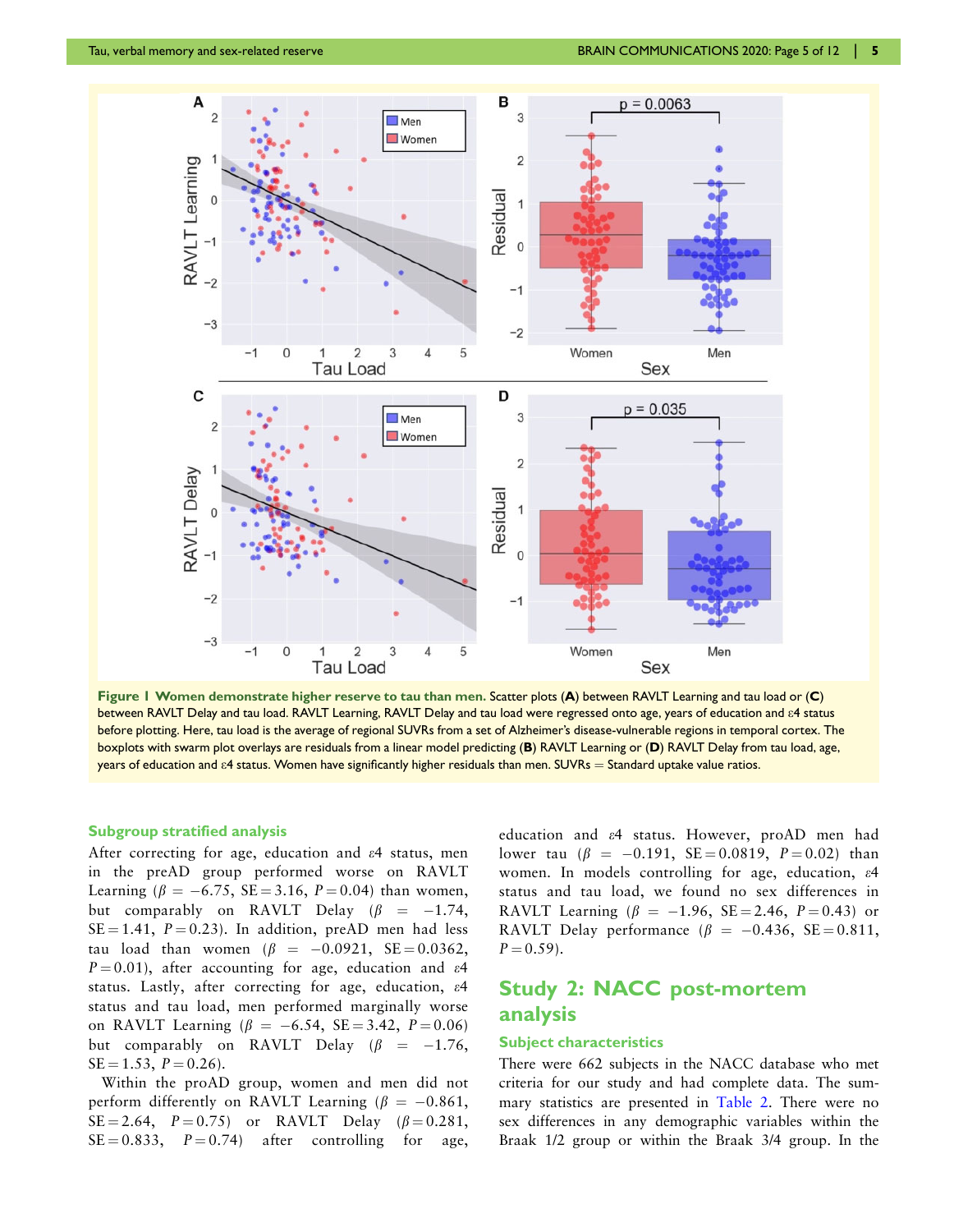**Figure 1 Women demonstrate higher reserve to tau than men.** Scatter plots (**A**) between RAVLT Learning and tau load or (**C**) between RAVLT Delay and tau load. RAVLT Learning, RAVLT Delay and tau load were regressed onto age, years of education and ε4 status before plotting. Here, tau load is the average of regional SUVRs from a set of Alzheimer's disease-vulnerable regions in temporal cortex. The boxplots with swarm plot overlays are residuals from a linear model predicting (**B**) RAVLT Learning or (**D**) RAVLT Delay from tau load, age, years of education and ε4 status. Women have significantly higher residuals than men. SUVRs = Standard uptake value ratios.

### Subgroup stratified analysis

After correcting for age, education and ε4 status, men in the preAD group performed worse on RAVLT Learning ($\beta = -6.75$, SE = 3.16, $P = 0.04$) than women, but comparably on RAVLT Delay ($\beta = -1.74$, SE = 1.41, $P = 0.23$). In addition, preAD men had less tau load than women ($\beta = -0.0921$, SE = 0.0362, $P = 0.01$), after accounting for age, education and ε4 status. Lastly, after correcting for age, education, ε4 status and tau load, men performed marginally worse on RAVLT Learning ($\beta = -6.54$, SE = 3.42, $P = 0.06$) but comparably on RAVLT Delay ($\beta = -1.76$, SE = 1.53, $P = 0.26$).

Within the proAD group, women and men did not perform differently on RAVLT Learning ($\beta = -0.861$, SE = 2.64, $P = 0.75$) or RAVLT Delay ($\beta = 0.281$, SE = 0.833, $P = 0.74$) after controlling for age, education and ε4 status. However, proAD men had lower tau ($\beta = -0.191$, SE = 0.0819, $P = 0.02$) than women. In models controlling for age, education, ε4 status and tau load, we found no sex differences in RAVLT Learning ($\beta = -1.96$, SE = 2.46, $P = 0.43$) or RAVLT Delay performance ($\beta = -0.436$, SE = 0.811, $P = 0.59$).

## Study 2: NACC post-mortem analysis

### Subject characteristics

There were 662 subjects in the NACC database who met criteria for our study and had complete data. The summary statistics are presented in Table 2. There were no sex differences in any demographic variables within the Braak 1/2 group or within the Braak 3/4 group. In the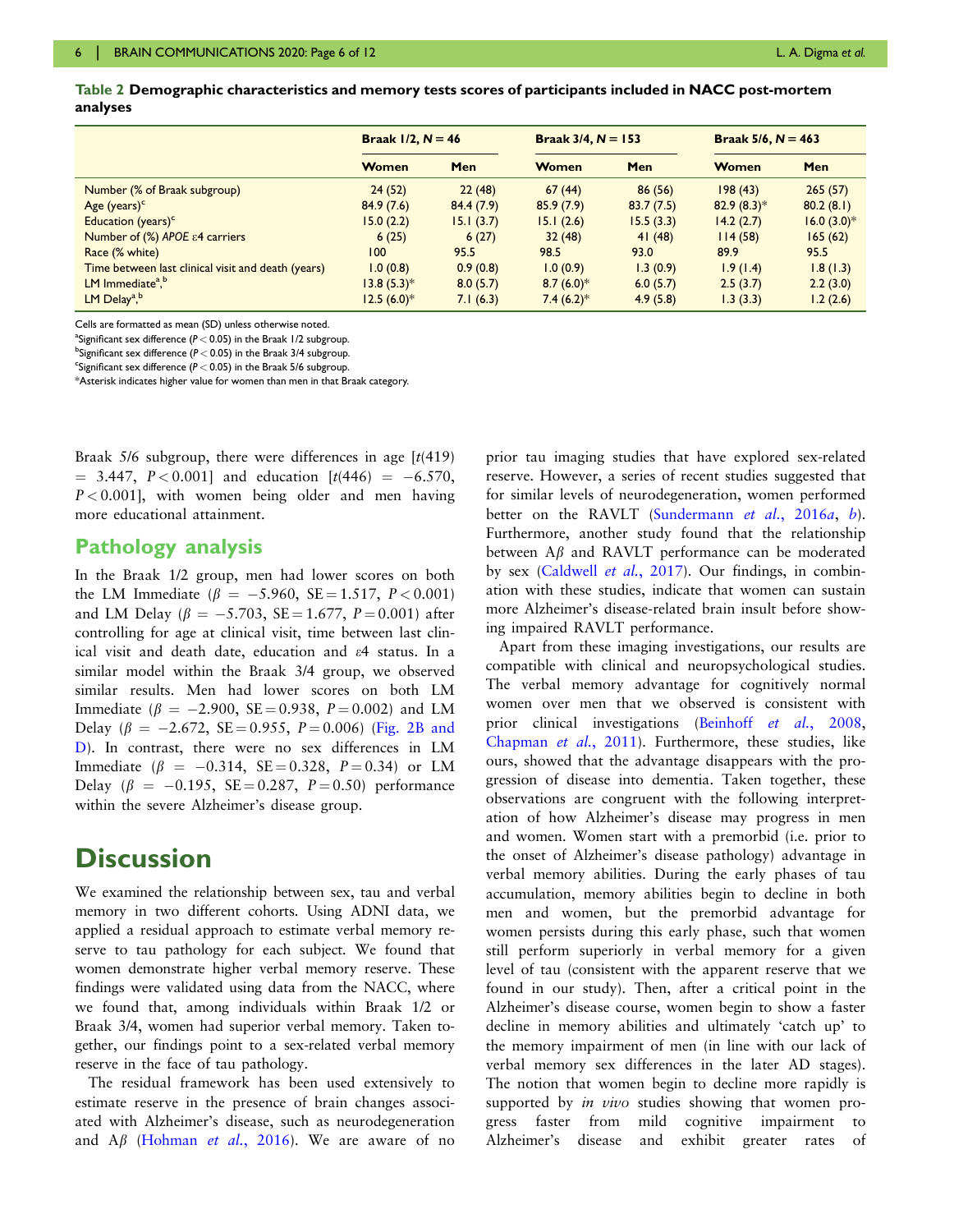**Table 2 Demographic characteristics and memory tests scores of participants included in NACC post-mortem analyses**

| | Braak 1/2, $N = 46$ | | Braak 3/4, $N = 153$ | | Braak 5/6, $N = 463$ | |
|---|---|---|---|---|---|---|
| | Women | Men | Women | Men | Women | Men |
| Number (% of Braak subgroup) | 24 (52) | 22 (48) | 67 (44) | 86 (56) | 198 (43) | 265 (57) |
| Age (years)[c] | 84.9 (7.6) | 84.4 (7.9) | 85.9 (7.9) | 83.7 (7.5) | 82.9 (8.3)* | 80.2 (8.1) |
| Education (years)[c] | 15.0 (2.2) | 15.1 (3.7) | 15.1 (2.6) | 15.5 (3.3) | 14.2 (2.7) | 16.0 (3.0)* |
| Number of (%) *APOE* ε4 carriers | 6 (25) | 6 (27) | 32 (48) | 41 (48) | 114 (58) | 165 (62) |
| Race (% white) | 100 | 95.5 | 98.5 | 93.0 | 89.9 | 95.5 |
| Time between last clinical visit and death (years) | 1.0 (0.8) | 0.9 (0.8) | 1.0 (0.9) | 1.3 (0.9) | 1.9 (1.4) | 1.8 (1.3) |
| LM Immediate[a,b] | 13.8 (5.3)* | 8.0 (5.7) | 8.7 (6.0)* | 6.0 (5.7) | 2.5 (3.7) | 2.2 (3.0) |
| LM Delay[a,b] | 12.5 (6.0)* | 7.1 (6.3) | 7.4 (6.2)* | 4.9 (5.8) | 1.3 (3.3) | 1.2 (2.6) |

Cells are formatted as mean (SD) unless otherwise noted.
[a]Significant sex difference ($P < 0.05$) in the Braak 1/2 subgroup.
[b]Significant sex difference ($P < 0.05$) in the Braak 3/4 subgroup.
[c]Significant sex difference ($P < 0.05$) in the Braak 5/6 subgroup.
*Asterisk indicates higher value for women than men in that Braak category.

Braak 5/6 subgroup, there were differences in age [$t(419) = 3.447$, $P < 0.001$] and education [$t(446) = -6.570$, $P < 0.001$], with women being older and men having more educational attainment.

## Pathology analysis

In the Braak 1/2 group, men had lower scores on both the LM Immediate ($\beta = -5.960$, $SE = 1.517$, $P < 0.001$) and LM Delay ($\beta = -5.703$, $SE = 1.677$, $P = 0.001$) after controlling for age at clinical visit, time between last clinical visit and death date, education and ε4 status. In a similar model within the Braak 3/4 group, we observed similar results. Men had lower scores on both LM Immediate ($\beta = -2.900$, $SE = 0.938$, $P = 0.002$) and LM Delay ($\beta = -2.672$, $SE = 0.955$, $P = 0.006$) (Fig. 2B and D). In contrast, there were no sex differences in LM Immediate ($\beta = -0.314$, $SE = 0.328$, $P = 0.34$) or LM Delay ($\beta = -0.195$, $SE = 0.287$, $P = 0.50$) performance within the severe Alzheimer's disease group.

# Discussion

We examined the relationship between sex, tau and verbal memory in two different cohorts. Using ADNI data, we applied a residual approach to estimate verbal memory reserve to tau pathology for each subject. We found that women demonstrate higher verbal memory reserve. These findings were validated using data from the NACC, where we found that, among individuals within Braak 1/2 or Braak 3/4, women had superior verbal memory. Taken together, our findings point to a sex-related verbal memory reserve in the face of tau pathology.

The residual framework has been used extensively to estimate reserve in the presence of brain changes associated with Alzheimer's disease, such as neurodegeneration and Aβ (Hohman *et al.*, 2016). We are aware of no prior tau imaging studies that have explored sex-related reserve. However, a series of recent studies suggested that for similar levels of neurodegeneration, women performed better on the RAVLT (Sundermann *et al.*, 2016*a*, *b*). Furthermore, another study found that the relationship between Aβ and RAVLT performance can be moderated by sex (Caldwell *et al.*, 2017). Our findings, in combination with these studies, indicate that women can sustain more Alzheimer's disease-related brain insult before showing impaired RAVLT performance.

Apart from these imaging investigations, our results are compatible with clinical and neuropsychological studies. The verbal memory advantage for cognitively normal women over men that we observed is consistent with prior clinical investigations (Beinhoff *et al.*, 2008, Chapman *et al.*, 2011). Furthermore, these studies, like ours, showed that the advantage disappears with the progression of disease into dementia. Taken together, these observations are congruent with the following interpretation of how Alzheimer's disease may progress in men and women. Women start with a premorbid (i.e. prior to the onset of Alzheimer's disease pathology) advantage in verbal memory abilities. During the early phases of tau accumulation, memory abilities begin to decline in both men and women, but the premorbid advantage for women persists during this early phase, such that women still perform superiorly in verbal memory for a given level of tau (consistent with the apparent reserve that we found in our study). Then, after a critical point in the Alzheimer's disease course, women begin to show a faster decline in memory abilities and ultimately 'catch up' to the memory impairment of men (in line with our lack of verbal memory sex differences in the later AD stages). The notion that women begin to decline more rapidly is supported by *in vivo* studies showing that women progress faster from mild cognitive impairment to Alzheimer's disease and exhibit greater rates of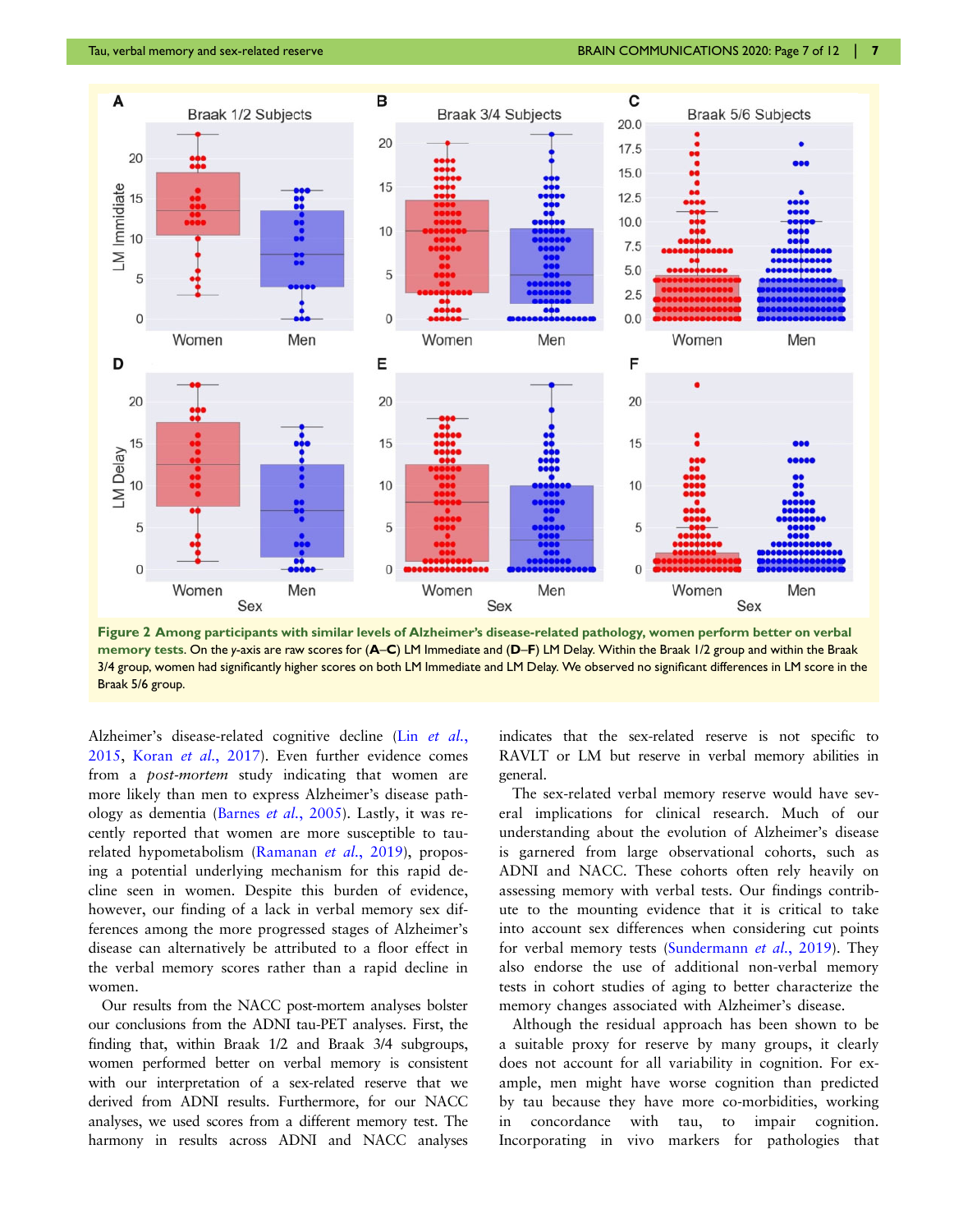**Figure 2 Among participants with similar levels of Alzheimer's disease-related pathology, women perform better on verbal memory tests.** On the y-axis are raw scores for (**A–C**) LM Immediate and (**D–F**) LM Delay. Within the Braak 1/2 group and within the Braak 3/4 group, women had significantly higher scores on both LM Immediate and LM Delay. We observed no significant differences in LM score in the Braak 5/6 group.

Alzheimer's disease-related cognitive decline (Lin *et al.*, 2015, Koran *et al.*, 2017). Even further evidence comes from a *post-mortem* study indicating that women are more likely than men to express Alzheimer's disease pathology as dementia (Barnes *et al.*, 2005). Lastly, it was recently reported that women are more susceptible to tau-related hypometabolism (Ramanan *et al.*, 2019), proposing a potential underlying mechanism for this rapid decline seen in women. Despite this burden of evidence, however, our finding of a lack in verbal memory sex differences among the more progressed stages of Alzheimer's disease can alternatively be attributed to a floor effect in the verbal memory scores rather than a rapid decline in women.

Our results from the NACC post-mortem analyses bolster our conclusions from the ADNI tau-PET analyses. First, the finding that, within Braak 1/2 and Braak 3/4 subgroups, women performed better on verbal memory is consistent with our interpretation of a sex-related reserve that we derived from ADNI results. Furthermore, for our NACC analyses, we used scores from a different memory test. The harmony in results across ADNI and NACC analyses indicates that the sex-related reserve is not specific to RAVLT or LM but reserve in verbal memory abilities in general.

The sex-related verbal memory reserve would have several implications for clinical research. Much of our understanding about the evolution of Alzheimer's disease is garnered from large observational cohorts, such as ADNI and NACC. These cohorts often rely heavily on assessing memory with verbal tests. Our findings contribute to the mounting evidence that it is critical to take into account sex differences when considering cut points for verbal memory tests (Sundermann *et al.*, 2019). They also endorse the use of additional non-verbal memory tests in cohort studies of aging to better characterize the memory changes associated with Alzheimer's disease.

Although the residual approach has been shown to be a suitable proxy for reserve by many groups, it clearly does not account for all variability in cognition. For example, men might have worse cognition than predicted by tau because they have more co-morbidities, working in concordance with tau, to impair cognition. Incorporating in vivo markers for pathologies that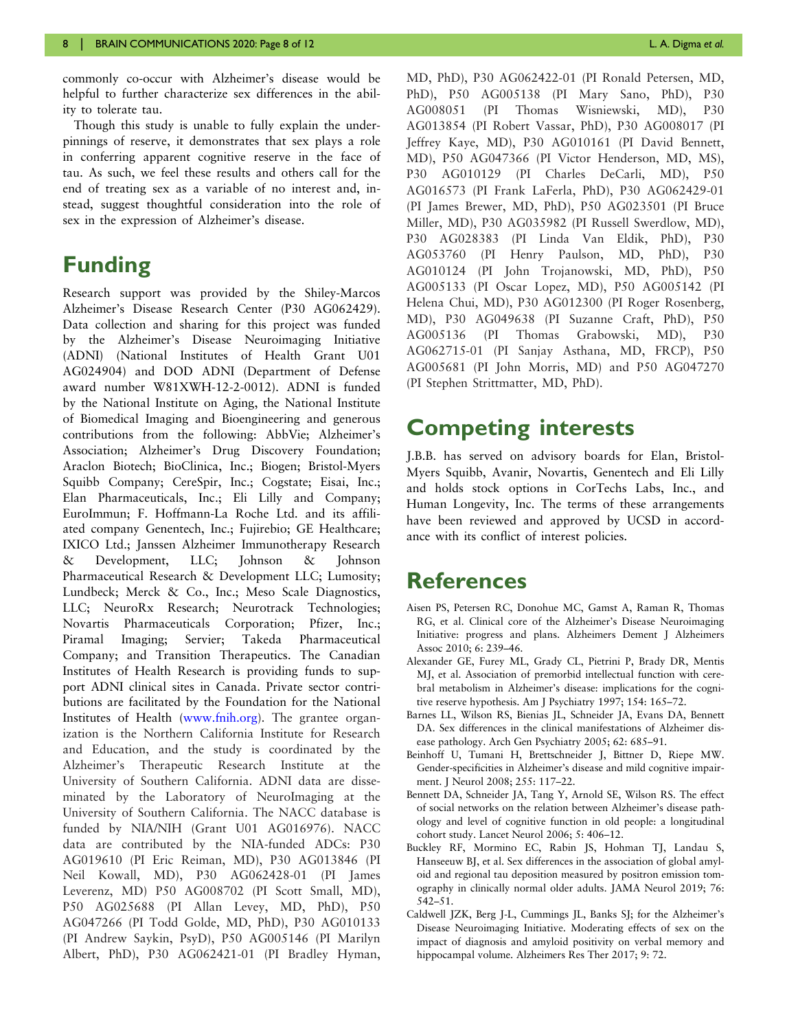commonly co-occur with Alzheimer's disease would be helpful to further characterize sex differences in the ability to tolerate tau.

Though this study is unable to fully explain the underpinnings of reserve, it demonstrates that sex plays a role in conferring apparent cognitive reserve in the face of tau. As such, we feel these results and others call for the end of treating sex as a variable of no interest and, instead, suggest thoughtful consideration into the role of sex in the expression of Alzheimer's disease.

# Funding

Research support was provided by the Shiley-Marcos Alzheimer's Disease Research Center (P30 AG062429). Data collection and sharing for this project was funded by the Alzheimer's Disease Neuroimaging Initiative (ADNI) (National Institutes of Health Grant U01 AG024904) and DOD ADNI (Department of Defense award number W81XWH-12-2-0012). ADNI is funded by the National Institute on Aging, the National Institute of Biomedical Imaging and Bioengineering and generous contributions from the following: AbbVie; Alzheimer's Association; Alzheimer's Drug Discovery Foundation; Araclon Biotech; BioClinica, Inc.; Biogen; Bristol-Myers Squibb Company; CereSpir, Inc.; Cogstate; Eisai, Inc.; Elan Pharmaceuticals, Inc.; Eli Lilly and Company; EuroImmun; F. Hoffmann-La Roche Ltd. and its affiliated company Genentech, Inc.; Fujirebio; GE Healthcare; IXICO Ltd.; Janssen Alzheimer Immunotherapy Research & Development, LLC; Johnson & Johnson Pharmaceutical Research & Development LLC; Lumosity; Lundbeck; Merck & Co., Inc.; Meso Scale Diagnostics, LLC; NeuroRx Research; Neurotrack Technologies; Novartis Pharmaceuticals Corporation; Pfizer, Inc.; Piramal Imaging; Servier; Takeda Pharmaceutical Company; and Transition Therapeutics. The Canadian Institutes of Health Research is providing funds to support ADNI clinical sites in Canada. Private sector contributions are facilitated by the Foundation for the National Institutes of Health (www.fnih.org). The grantee organization is the Northern California Institute for Research and Education, and the study is coordinated by the Alzheimer's Therapeutic Research Institute at the University of Southern California. ADNI data are disseminated by the Laboratory of NeuroImaging at the University of Southern California. The NACC database is funded by NIA/NIH (Grant U01 AG016976). NACC data are contributed by the NIA-funded ADCs: P30 AG019610 (PI Eric Reiman, MD), P30 AG013846 (PI Neil Kowall, MD), P30 AG062428-01 (PI James Leverenz, MD) P50 AG008702 (PI Scott Small, MD), P50 AG025688 (PI Allan Levey, MD, PhD), P50 AG047266 (PI Todd Golde, MD, PhD), P30 AG010133 (PI Andrew Saykin, PsyD), P50 AG005146 (PI Marilyn Albert, PhD), P30 AG062421-01 (PI Bradley Hyman, MD, PhD), P30 AG062422-01 (PI Ronald Petersen, MD, PhD), P50 AG005138 (PI Mary Sano, PhD), P30 AG008051 (PI Thomas Wisniewski, MD), P30 AG013854 (PI Robert Vassar, PhD), P30 AG008017 (PI Jeffrey Kaye, MD), P30 AG010161 (PI David Bennett, MD), P50 AG047366 (PI Victor Henderson, MD, MS), P30 AG010129 (PI Charles DeCarli, MD), P50 AG016573 (PI Frank LaFerla, PhD), P30 AG062429-01 (PI James Brewer, MD, PhD), P50 AG023501 (PI Bruce Miller, MD), P30 AG035982 (PI Russell Swerdlow, MD), P30 AG028383 (PI Linda Van Eldik, PhD), P30 AG053760 (PI Henry Paulson, MD, PhD), P30 AG010124 (PI John Trojanowski, MD, PhD), P50 AG005133 (PI Oscar Lopez, MD), P50 AG005142 (PI Helena Chui, MD), P30 AG012300 (PI Roger Rosenberg, MD), P30 AG049638 (PI Suzanne Craft, PhD), P50 AG005136 (PI Thomas Grabowski, MD), P30 AG062715-01 (PI Sanjay Asthana, MD, FRCP), P50 AG005681 (PI John Morris, MD) and P50 AG047270 (PI Stephen Strittmatter, MD, PhD).

# Competing interests

J.B.B. has served on advisory boards for Elan, Bristol-Myers Squibb, Avanir, Novartis, Genentech and Eli Lilly and holds stock options in CorTechs Labs, Inc., and Human Longevity, Inc. The terms of these arrangements have been reviewed and approved by UCSD in accordance with its conflict of interest policies.

# References

Aisen PS, Petersen RC, Donohue MC, Gamst A, Raman R, Thomas RG, et al. Clinical core of the Alzheimer's Disease Neuroimaging Initiative: progress and plans. Alzheimers Dement J Alzheimers Assoc 2010; 6: 239–46.

Alexander GE, Furey ML, Grady CL, Pietrini P, Brady DR, Mentis MJ, et al. Association of premorbid intellectual function with cerebral metabolism in Alzheimer's disease: implications for the cognitive reserve hypothesis. Am J Psychiatry 1997; 154: 165–72.

Barnes LL, Wilson RS, Bienias JL, Schneider JA, Evans DA, Bennett DA. Sex differences in the clinical manifestations of Alzheimer disease pathology. Arch Gen Psychiatry 2005; 62: 685–91.

Beinhoff U, Tumani H, Brettschneider J, Bittner D, Riepe MW. Gender-specificities in Alzheimer's disease and mild cognitive impairment. J Neurol 2008; 255: 117–22.

Bennett DA, Schneider JA, Tang Y, Arnold SE, Wilson RS. The effect of social networks on the relation between Alzheimer's disease pathology and level of cognitive function in old people: a longitudinal cohort study. Lancet Neurol 2006; 5: 406–12.

Buckley RF, Mormino EC, Rabin JS, Hohman TJ, Landau S, Hanseeuw BJ, et al. Sex differences in the association of global amyloid and regional tau deposition measured by positron emission tomography in clinically normal older adults. JAMA Neurol 2019; 76: 542–51.

Caldwell JZK, Berg J-L, Cummings JL, Banks SJ; for the Alzheimer's Disease Neuroimaging Initiative. Moderating effects of sex on the impact of diagnosis and amyloid positivity on verbal memory and hippocampal volume. Alzheimers Res Ther 2017; 9: 72.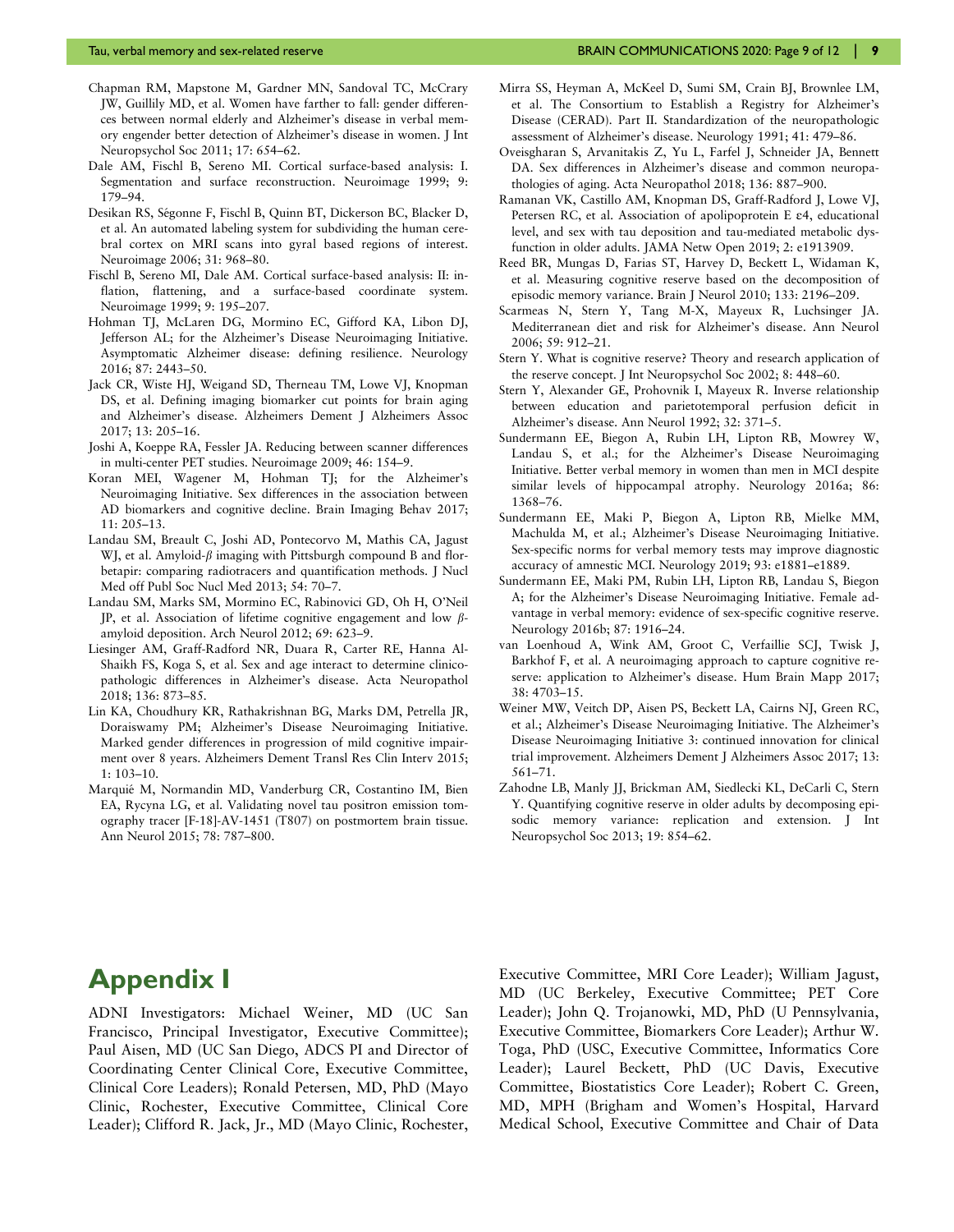Chapman RM, Mapstone M, Gardner MN, Sandoval TC, McCrary JW, Guillily MD, et al. Women have farther to fall: gender differences between normal elderly and Alzheimer's disease in verbal memory engender better detection of Alzheimer's disease in women. J Int Neuropsychol Soc 2011; 17: 654–62.

Dale AM, Fischl B, Sereno MI. Cortical surface-based analysis: I. Segmentation and surface reconstruction. Neuroimage 1999; 9: 179–94.

Desikan RS, Ségonne F, Fischl B, Quinn BT, Dickerson BC, Blacker D, et al. An automated labeling system for subdividing the human cerebral cortex on MRI scans into gyral based regions of interest. Neuroimage 2006; 31: 968–80.

Fischl B, Sereno MI, Dale AM. Cortical surface-based analysis: II: inflation, flattening, and a surface-based coordinate system. Neuroimage 1999; 9: 195–207.

Hohman TJ, McLaren DG, Mormino EC, Gifford KA, Libon DJ, Jefferson AL; for the Alzheimer's Disease Neuroimaging Initiative. Asymptomatic Alzheimer disease: defining resilience. Neurology 2016; 87: 2443–50.

Jack CR, Wiste HJ, Weigand SD, Therneau TM, Lowe VJ, Knopman DS, et al. Defining imaging biomarker cut points for brain aging and Alzheimer's disease. Alzheimers Dement J Alzheimers Assoc 2017; 13: 205–16.

Joshi A, Koeppe RA, Fessler JA. Reducing between scanner differences in multi-center PET studies. Neuroimage 2009; 46: 154–9.

Koran MEI, Wagener M, Hohman TJ; for the Alzheimer's Neuroimaging Initiative. Sex differences in the association between AD biomarkers and cognitive decline. Brain Imaging Behav 2017; 11: 205–13.

Landau SM, Breault C, Joshi AD, Pontecorvo M, Mathis CA, Jagust WJ, et al. Amyloid-$\beta$ imaging with Pittsburgh compound B and florbetapir: comparing radiotracers and quantification methods. J Nucl Med off Publ Soc Nucl Med 2013; 54: 70–7.

Landau SM, Marks SM, Mormino EC, Rabinovici GD, Oh H, O'Neil JP, et al. Association of lifetime cognitive engagement and low $\beta$-amyloid deposition. Arch Neurol 2012; 69: 623–9.

Liesinger AM, Graff-Radford NR, Duara R, Carter RE, Hanna Al-Shaikh FS, Koga S, et al. Sex and age interact to determine clinicopathologic differences in Alzheimer's disease. Acta Neuropathol 2018; 136: 873–85.

Lin KA, Choudhury KR, Rathakrishnan BG, Marks DM, Petrella JR, Doraiswamy PM; Alzheimer's Disease Neuroimaging Initiative. Marked gender differences in progression of mild cognitive impairment over 8 years. Alzheimers Dement Transl Res Clin Interv 2015; 1: 103–10.

Marquié M, Normandin MD, Vanderburg CR, Costantino IM, Bien EA, Rycyna LG, et al. Validating novel tau positron emission tomography tracer [F-18]-AV-1451 (T807) on postmortem brain tissue. Ann Neurol 2015; 78: 787–800.

Mirra SS, Heyman A, McKeel D, Sumi SM, Crain BJ, Brownlee LM, et al. The Consortium to Establish a Registry for Alzheimer's Disease (CERAD). Part II. Standardization of the neuropathologic assessment of Alzheimer's disease. Neurology 1991; 41: 479–86.

Oveisgharan S, Arvanitakis Z, Yu L, Farfel J, Schneider JA, Bennett DA. Sex differences in Alzheimer's disease and common neuropathologies of aging. Acta Neuropathol 2018; 136: 887–900.

Ramanan VK, Castillo AM, Knopman DS, Graff-Radford J, Lowe VJ, Petersen RC, et al. Association of apolipoprotein E ε4, educational level, and sex with tau deposition and tau-mediated metabolic dysfunction in older adults. JAMA Netw Open 2019; 2: e1913909.

Reed BR, Mungas D, Farias ST, Harvey D, Beckett L, Widaman K, et al. Measuring cognitive reserve based on the decomposition of episodic memory variance. Brain J Neurol 2010; 133: 2196–209.

Scarmeas N, Stern Y, Tang M-X, Mayeux R, Luchsinger JA. Mediterranean diet and risk for Alzheimer's disease. Ann Neurol 2006; 59: 912–21.

Stern Y. What is cognitive reserve? Theory and research application of the reserve concept. J Int Neuropsychol Soc 2002; 8: 448–60.

Stern Y, Alexander GE, Prohovnik I, Mayeux R. Inverse relationship between education and parietotemporal perfusion deficit in Alzheimer's disease. Ann Neurol 1992; 32: 371–5.

Sundermann EE, Biegon A, Rubin LH, Lipton RB, Mowrey W, Landau S, et al.; for the Alzheimer's Disease Neuroimaging Initiative. Better verbal memory in women than men in MCI despite similar levels of hippocampal atrophy. Neurology 2016a; 86: 1368–76.

Sundermann EE, Maki P, Biegon A, Lipton RB, Mielke MM, Machulda M, et al.; Alzheimer's Disease Neuroimaging Initiative. Sex-specific norms for verbal memory tests may improve diagnostic accuracy of amnestic MCI. Neurology 2019; 93: e1881–e1889.

Sundermann EE, Maki PM, Rubin LH, Lipton RB, Landau S, Biegon A; for the Alzheimer's Disease Neuroimaging Initiative. Female advantage in verbal memory: evidence of sex-specific cognitive reserve. Neurology 2016b; 87: 1916–24.

van Loenhoud A, Wink AM, Groot C, Verfaillie SCJ, Twisk J, Barkhof F, et al. A neuroimaging approach to capture cognitive reserve: application to Alzheimer's disease. Hum Brain Mapp 2017; 38: 4703–15.

Weiner MW, Veitch DP, Aisen PS, Beckett LA, Cairns NJ, Green RC, et al.; Alzheimer's Disease Neuroimaging Initiative. The Alzheimer's Disease Neuroimaging Initiative 3: continued innovation for clinical trial improvement. Alzheimers Dement J Alzheimers Assoc 2017; 13: 561–71.

Zahodne LB, Manly JJ, Brickman AM, Siedlecki KL, DeCarli C, Stern Y. Quantifying cognitive reserve in older adults by decomposing episodic memory variance: replication and extension. J Int Neuropsychol Soc 2013; 19: 854–62.

# Appendix I

ADNI Investigators: Michael Weiner, MD (UC San Francisco, Principal Investigator, Executive Committee); Paul Aisen, MD (UC San Diego, ADCS PI and Director of Coordinating Center Clinical Core, Executive Committee, Clinical Core Leaders); Ronald Petersen, MD, PhD (Mayo Clinic, Rochester, Executive Committee, Clinical Core Leader); Clifford R. Jack, Jr., MD (Mayo Clinic, Rochester, Executive Committee, MRI Core Leader); William Jagust, MD (UC Berkeley, Executive Committee; PET Core Leader); John Q. Trojanowki, MD, PhD (U Pennsylvania, Executive Committee, Biomarkers Core Leader); Arthur W. Toga, PhD (USC, Executive Committee, Informatics Core Leader); Laurel Beckett, PhD (UC Davis, Executive Committee, Biostatistics Core Leader); Robert C. Green, MD, MPH (Brigham and Women's Hospital, Harvard Medical School, Executive Committee and Chair of Data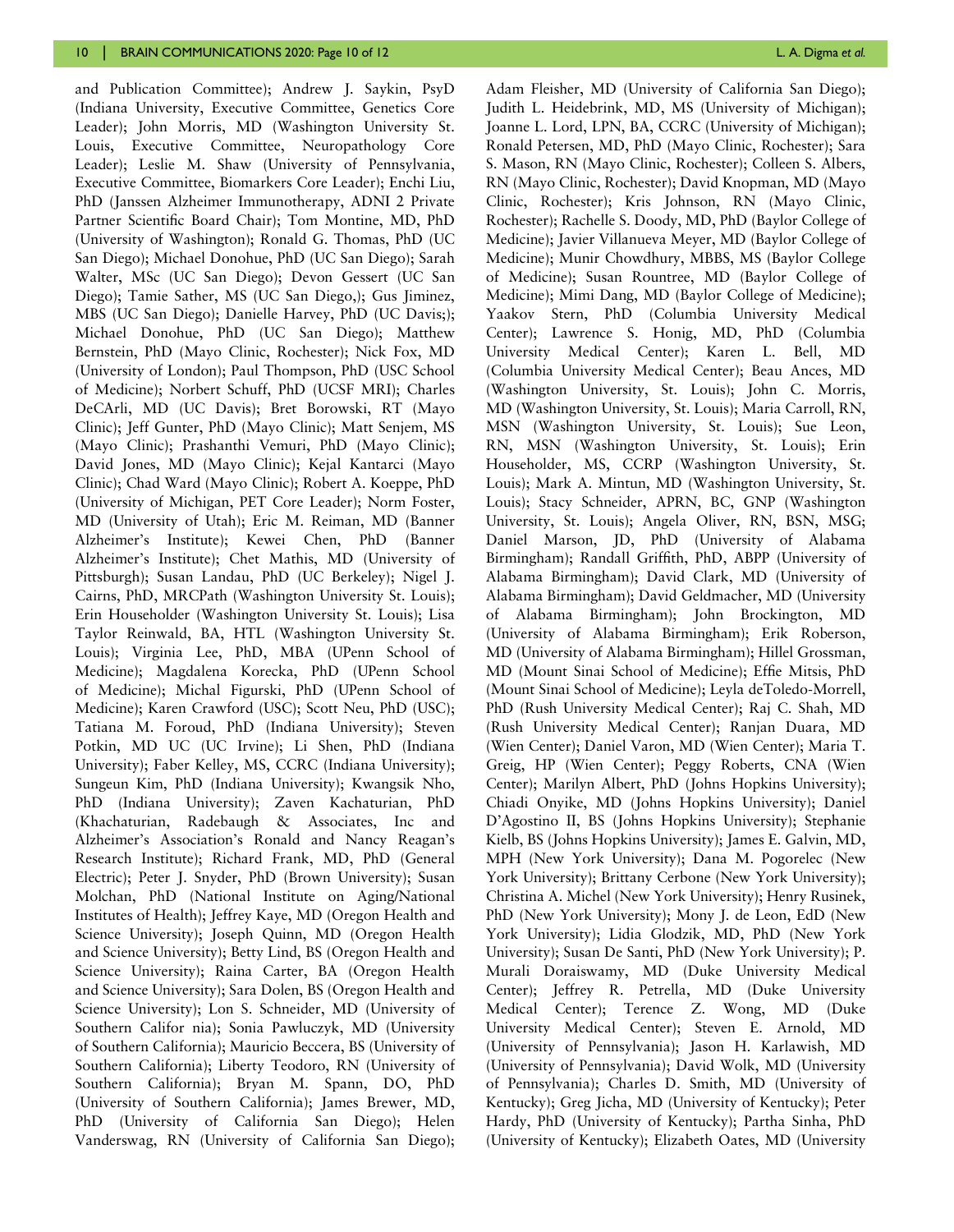and Publication Committee); Andrew J. Saykin, PsyD (Indiana University, Executive Committee, Genetics Core Leader); John Morris, MD (Washington University St. Louis, Executive Committee, Neuropathology Core Leader); Leslie M. Shaw (University of Pennsylvania, Executive Committee, Biomarkers Core Leader); Enchi Liu, PhD (Janssen Alzheimer Immunotherapy, ADNI 2 Private Partner Scientific Board Chair); Tom Montine, MD, PhD (University of Washington); Ronald G. Thomas, PhD (UC San Diego); Michael Donohue, PhD (UC San Diego); Sarah Walter, MSc (UC San Diego); Devon Gessert (UC San Diego); Tamie Sather, MS (UC San Diego,); Gus Jiminez, MBS (UC San Diego); Danielle Harvey, PhD (UC Davis;); Michael Donohue, PhD (UC San Diego); Matthew Bernstein, PhD (Mayo Clinic, Rochester); Nick Fox, MD (University of London); Paul Thompson, PhD (USC School of Medicine); Norbert Schuff, PhD (UCSF MRI); Charles DeCArli, MD (UC Davis); Bret Borowski, RT (Mayo Clinic); Jeff Gunter, PhD (Mayo Clinic); Matt Senjem, MS (Mayo Clinic); Prashanthi Vemuri, PhD (Mayo Clinic); David Jones, MD (Mayo Clinic); Kejal Kantarci (Mayo Clinic); Chad Ward (Mayo Clinic); Robert A. Koeppe, PhD (University of Michigan, PET Core Leader); Norm Foster, MD (University of Utah); Eric M. Reiman, MD (Banner Alzheimer's Institute); Kewei Chen, PhD (Banner Alzheimer's Institute); Chet Mathis, MD (University of Pittsburgh); Susan Landau, PhD (UC Berkeley); Nigel J. Cairns, PhD, MRCPath (Washington University St. Louis); Erin Householder (Washington University St. Louis); Lisa Taylor Reinwald, BA, HTL (Washington University St. Louis); Virginia Lee, PhD, MBA (UPenn School of Medicine); Magdalena Korecka, PhD (UPenn School of Medicine); Michal Figurski, PhD (UPenn School of Medicine); Karen Crawford (USC); Scott Neu, PhD (USC); Tatiana M. Foroud, PhD (Indiana University); Steven Potkin, MD UC (UC Irvine); Li Shen, PhD (Indiana University); Faber Kelley, MS, CCRC (Indiana University); Sungeun Kim, PhD (Indiana University); Kwangsik Nho, PhD (Indiana University); Zaven Kachaturian, PhD (Khachaturian, Radebaugh & Associates, Inc and Alzheimer's Association's Ronald and Nancy Reagan's Research Institute); Richard Frank, MD, PhD (General Electric); Peter J. Snyder, PhD (Brown University); Susan Molchan, PhD (National Institute on Aging/National Institutes of Health); Jeffrey Kaye, MD (Oregon Health and Science University); Joseph Quinn, MD (Oregon Health and Science University); Betty Lind, BS (Oregon Health and Science University); Raina Carter, BA (Oregon Health and Science University); Sara Dolen, BS (Oregon Health and Science University); Lon S. Schneider, MD (University of Southern Califor nia); Sonia Pawluczyk, MD (University of Southern California); Mauricio Beccera, BS (University of Southern California); Liberty Teodoro, RN (University of Southern California); Bryan M. Spann, DO, PhD (University of Southern California); James Brewer, MD, PhD (University of California San Diego); Helen Vanderswag, RN (University of California San Diego); Adam Fleisher, MD (University of California San Diego); Judith L. Heidebrink, MD, MS (University of Michigan); Joanne L. Lord, LPN, BA, CCRC (University of Michigan); Ronald Petersen, MD, PhD (Mayo Clinic, Rochester); Sara S. Mason, RN (Mayo Clinic, Rochester); Colleen S. Albers, RN (Mayo Clinic, Rochester); David Knopman, MD (Mayo Clinic, Rochester); Kris Johnson, RN (Mayo Clinic, Rochester); Rachelle S. Doody, MD, PhD (Baylor College of Medicine); Javier Villanueva Meyer, MD (Baylor College of Medicine); Munir Chowdhury, MBBS, MS (Baylor College of Medicine); Susan Rountree, MD (Baylor College of Medicine); Mimi Dang, MD (Baylor College of Medicine); Yaakov Stern, PhD (Columbia University Medical Center); Lawrence S. Honig, MD, PhD (Columbia University Medical Center); Karen L. Bell, MD (Columbia University Medical Center); Beau Ances, MD (Washington University, St. Louis); John C. Morris, MD (Washington University, St. Louis); Maria Carroll, RN, MSN (Washington University, St. Louis); Sue Leon, RN, MSN (Washington University, St. Louis); Erin Householder, MS, CCRP (Washington University, St. Louis); Mark A. Mintun, MD (Washington University, St. Louis); Stacy Schneider, APRN, BC, GNP (Washington University, St. Louis); Angela Oliver, RN, BSN, MSG; Daniel Marson, JD, PhD (University of Alabama Birmingham); Randall Griffith, PhD, ABPP (University of Alabama Birmingham); David Clark, MD (University of Alabama Birmingham); David Geldmacher, MD (University of Alabama Birmingham); John Brockington, MD (University of Alabama Birmingham); Erik Roberson, MD (University of Alabama Birmingham); Hillel Grossman, MD (Mount Sinai School of Medicine); Effie Mitsis, PhD (Mount Sinai School of Medicine); Leyla deToledo-Morrell, PhD (Rush University Medical Center); Raj C. Shah, MD (Rush University Medical Center); Ranjan Duara, MD (Wien Center); Daniel Varon, MD (Wien Center); Maria T. Greig, HP (Wien Center); Peggy Roberts, CNA (Wien Center); Marilyn Albert, PhD (Johns Hopkins University); Chiadi Onyike, MD (Johns Hopkins University); Daniel D'Agostino II, BS (Johns Hopkins University); Stephanie Kielb, BS (Johns Hopkins University); James E. Galvin, MD, MPH (New York University); Dana M. Pogorelec (New York University); Brittany Cerbone (New York University); Christina A. Michel (New York University); Henry Rusinek, PhD (New York University); Mony J. de Leon, EdD (New York University); Lidia Glodzik, MD, PhD (New York University); Susan De Santi, PhD (New York University); P. Murali Doraiswamy, MD (Duke University Medical Center); Jeffrey R. Petrella, MD (Duke University Medical Center); Terence Z. Wong, MD (Duke University Medical Center); Steven E. Arnold, MD (University of Pennsylvania); Jason H. Karlawish, MD (University of Pennsylvania); David Wolk, MD (University of Pennsylvania); Charles D. Smith, MD (University of Kentucky); Greg Jicha, MD (University of Kentucky); Peter Hardy, PhD (University of Kentucky); Partha Sinha, PhD (University of Kentucky); Elizabeth Oates, MD (University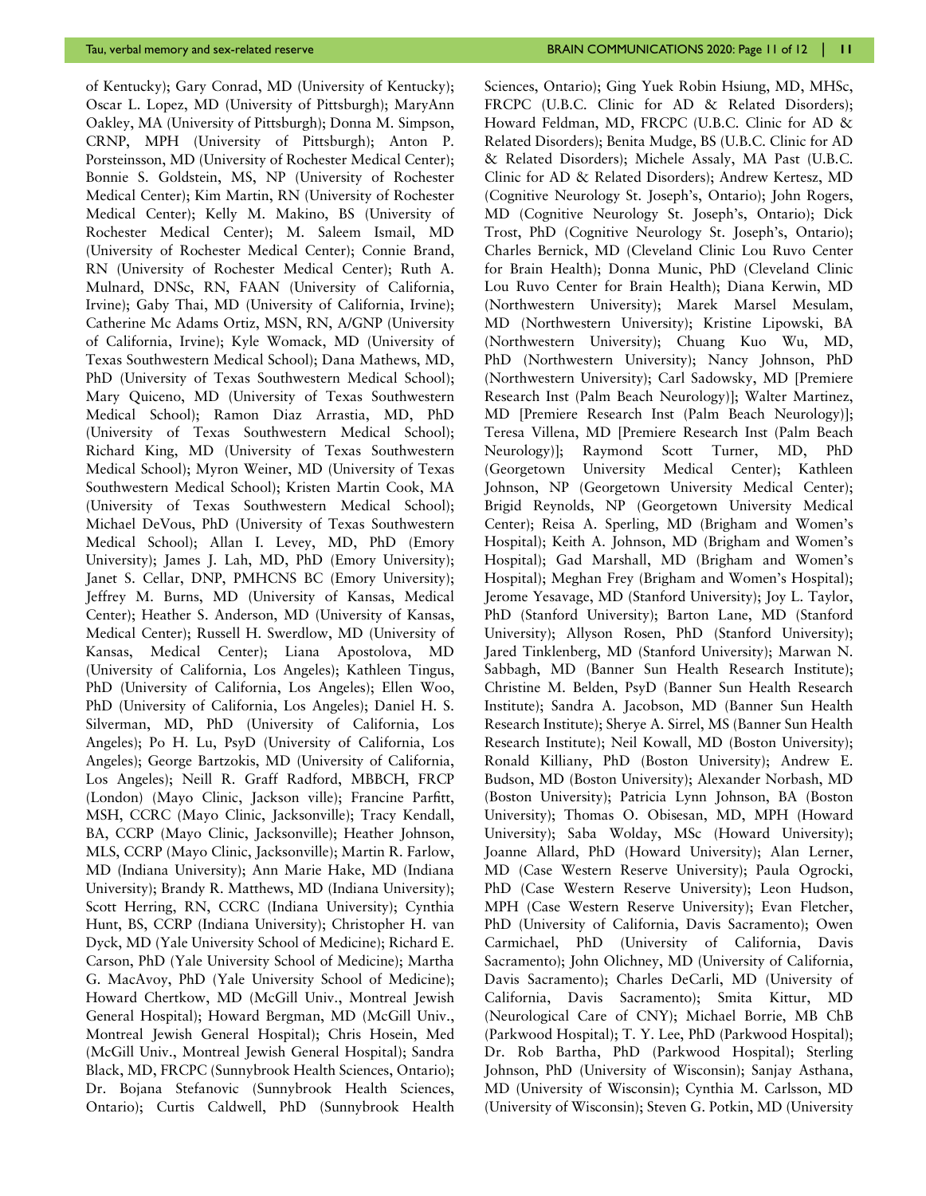of Kentucky); Gary Conrad, MD (University of Kentucky); Oscar L. Lopez, MD (University of Pittsburgh); MaryAnn Oakley, MA (University of Pittsburgh); Donna M. Simpson, CRNP, MPH (University of Pittsburgh); Anton P. Porsteinsson, MD (University of Rochester Medical Center); Bonnie S. Goldstein, MS, NP (University of Rochester Medical Center); Kim Martin, RN (University of Rochester Medical Center); Kelly M. Makino, BS (University of Rochester Medical Center); M. Saleem Ismail, MD (University of Rochester Medical Center); Connie Brand, RN (University of Rochester Medical Center); Ruth A. Mulnard, DNSc, RN, FAAN (University of California, Irvine); Gaby Thai, MD (University of California, Irvine); Catherine Mc Adams Ortiz, MSN, RN, A/GNP (University of California, Irvine); Kyle Womack, MD (University of Texas Southwestern Medical School); Dana Mathews, MD, PhD (University of Texas Southwestern Medical School); Mary Quiceno, MD (University of Texas Southwestern Medical School); Ramon Diaz Arrastia, MD, PhD (University of Texas Southwestern Medical School); Richard King, MD (University of Texas Southwestern Medical School); Myron Weiner, MD (University of Texas Southwestern Medical School); Kristen Martin Cook, MA (University of Texas Southwestern Medical School); Michael DeVous, PhD (University of Texas Southwestern Medical School); Allan I. Levey, MD, PhD (Emory University); James J. Lah, MD, PhD (Emory University); Janet S. Cellar, DNP, PMHCNS BC (Emory University); Jeffrey M. Burns, MD (University of Kansas, Medical Center); Heather S. Anderson, MD (University of Kansas, Medical Center); Russell H. Swerdlow, MD (University of Kansas, Medical Center); Liana Apostolova, MD (University of California, Los Angeles); Kathleen Tingus, PhD (University of California, Los Angeles); Ellen Woo, PhD (University of California, Los Angeles); Daniel H. S. Silverman, MD, PhD (University of California, Los Angeles); Po H. Lu, PsyD (University of California, Los Angeles); George Bartzokis, MD (University of California, Los Angeles); Neill R. Graff Radford, MBBCH, FRCP (London) (Mayo Clinic, Jackson ville); Francine Parfitt, MSH, CCRC (Mayo Clinic, Jacksonville); Tracy Kendall, BA, CCRP (Mayo Clinic, Jacksonville); Heather Johnson, MLS, CCRP (Mayo Clinic, Jacksonville); Martin R. Farlow, MD (Indiana University); Ann Marie Hake, MD (Indiana University); Brandy R. Matthews, MD (Indiana University); Scott Herring, RN, CCRC (Indiana University); Cynthia Hunt, BS, CCRP (Indiana University); Christopher H. van Dyck, MD (Yale University School of Medicine); Richard E. Carson, PhD (Yale University School of Medicine); Martha G. MacAvoy, PhD (Yale University School of Medicine); Howard Chertkow, MD (McGill Univ., Montreal Jewish General Hospital); Howard Bergman, MD (McGill Univ., Montreal Jewish General Hospital); Chris Hosein, Med (McGill Univ., Montreal Jewish General Hospital); Sandra Black, MD, FRCPC (Sunnybrook Health Sciences, Ontario); Dr. Bojana Stefanovic (Sunnybrook Health Sciences, Ontario); Curtis Caldwell, PhD (Sunnybrook Health Sciences, Ontario); Ging Yuek Robin Hsiung, MD, MHSc, FRCPC (U.B.C. Clinic for AD & Related Disorders); Howard Feldman, MD, FRCPC (U.B.C. Clinic for AD & Related Disorders); Benita Mudge, BS (U.B.C. Clinic for AD & Related Disorders); Michele Assaly, MA Past (U.B.C. Clinic for AD & Related Disorders); Andrew Kertesz, MD (Cognitive Neurology St. Joseph's, Ontario); John Rogers, MD (Cognitive Neurology St. Joseph's, Ontario); Dick Trost, PhD (Cognitive Neurology St. Joseph's, Ontario); Charles Bernick, MD (Cleveland Clinic Lou Ruvo Center for Brain Health); Donna Munic, PhD (Cleveland Clinic Lou Ruvo Center for Brain Health); Diana Kerwin, MD (Northwestern University); Marek Marsel Mesulam, MD (Northwestern University); Kristine Lipowski, BA (Northwestern University); Chuang Kuo Wu, MD, PhD (Northwestern University); Nancy Johnson, PhD (Northwestern University); Carl Sadowsky, MD [Premiere Research Inst (Palm Beach Neurology)]; Walter Martinez, MD [Premiere Research Inst (Palm Beach Neurology)]; Teresa Villena, MD [Premiere Research Inst (Palm Beach Neurology)]; Raymond Scott Turner, MD, PhD (Georgetown University Medical Center); Kathleen Johnson, NP (Georgetown University Medical Center); Brigid Reynolds, NP (Georgetown University Medical Center); Reisa A. Sperling, MD (Brigham and Women's Hospital); Keith A. Johnson, MD (Brigham and Women's Hospital); Gad Marshall, MD (Brigham and Women's Hospital); Meghan Frey (Brigham and Women's Hospital); Jerome Yesavage, MD (Stanford University); Joy L. Taylor, PhD (Stanford University); Barton Lane, MD (Stanford University); Allyson Rosen, PhD (Stanford University); Jared Tinklenberg, MD (Stanford University); Marwan N. Sabbagh, MD (Banner Sun Health Research Institute); Christine M. Belden, PsyD (Banner Sun Health Research Institute); Sandra A. Jacobson, MD (Banner Sun Health Research Institute); Sherye A. Sirrel, MS (Banner Sun Health Research Institute); Neil Kowall, MD (Boston University); Ronald Killiany, PhD (Boston University); Andrew E. Budson, MD (Boston University); Alexander Norbash, MD (Boston University); Patricia Lynn Johnson, BA (Boston University); Thomas O. Obisesan, MD, MPH (Howard University); Saba Wolday, MSc (Howard University); Joanne Allard, PhD (Howard University); Alan Lerner, MD (Case Western Reserve University); Paula Ogrocki, PhD (Case Western Reserve University); Leon Hudson, MPH (Case Western Reserve University); Evan Fletcher, PhD (University of California, Davis Sacramento); Owen Carmichael, PhD (University of California, Davis Sacramento); John Olichney, MD (University of California, Davis Sacramento); Charles DeCarli, MD (University of California, Davis Sacramento); Smita Kittur, MD (Neurological Care of CNY); Michael Borrie, MB ChB (Parkwood Hospital); T. Y. Lee, PhD (Parkwood Hospital); Dr. Rob Bartha, PhD (Parkwood Hospital); Sterling Johnson, PhD (University of Wisconsin); Sanjay Asthana, MD (University of Wisconsin); Cynthia M. Carlsson, MD (University of Wisconsin); Steven G. Potkin, MD (University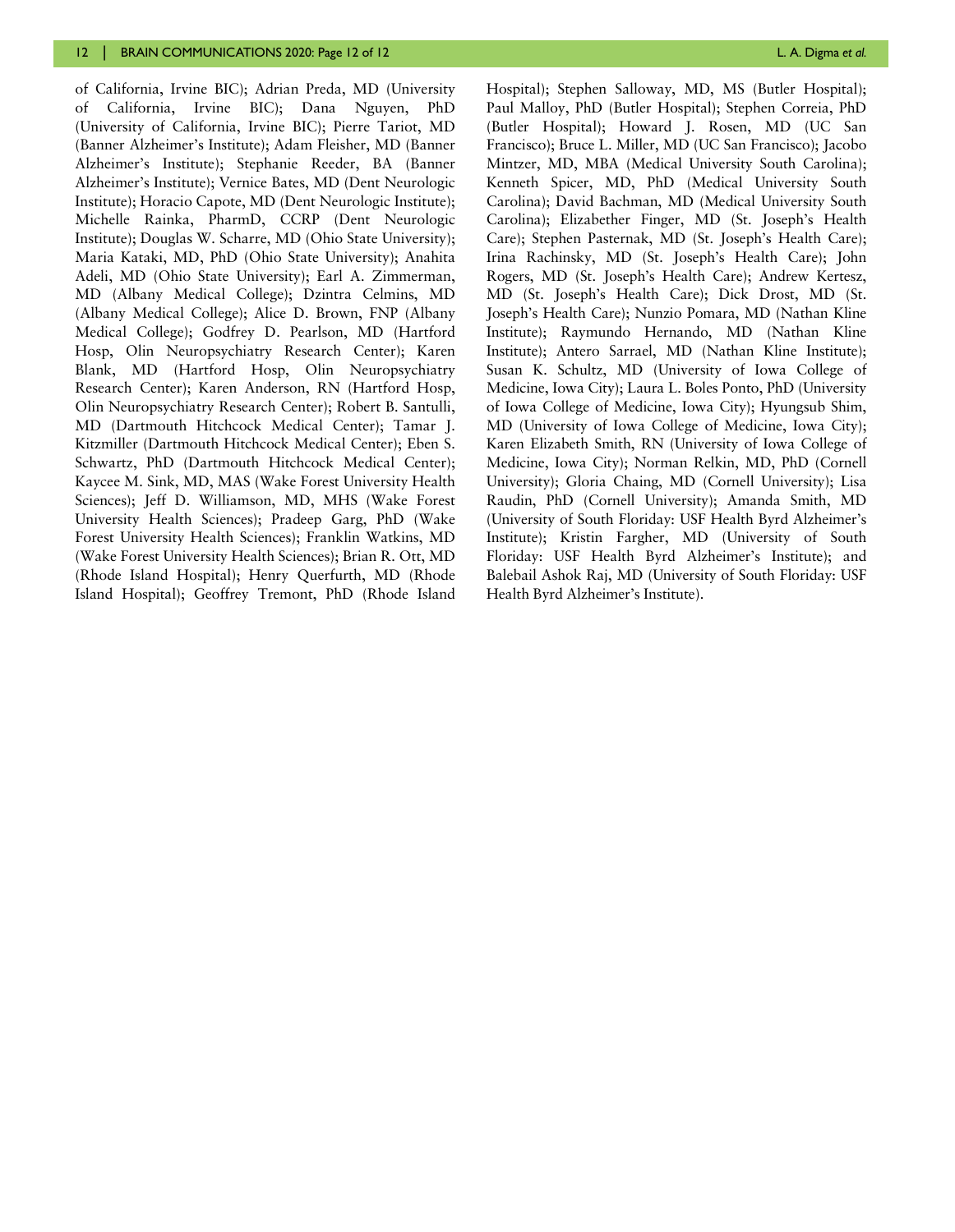of California, Irvine BIC); Adrian Preda, MD (University of California, Irvine BIC); Dana Nguyen, PhD (University of California, Irvine BIC); Pierre Tariot, MD (Banner Alzheimer's Institute); Adam Fleisher, MD (Banner Alzheimer's Institute); Stephanie Reeder, BA (Banner Alzheimer's Institute); Vernice Bates, MD (Dent Neurologic Institute); Horacio Capote, MD (Dent Neurologic Institute); Michelle Rainka, PharmD, CCRP (Dent Neurologic Institute); Douglas W. Scharre, MD (Ohio State University); Maria Kataki, MD, PhD (Ohio State University); Anahita Adeli, MD (Ohio State University); Earl A. Zimmerman, MD (Albany Medical College); Dzintra Celmins, MD (Albany Medical College); Alice D. Brown, FNP (Albany Medical College); Godfrey D. Pearlson, MD (Hartford Hosp, Olin Neuropsychiatry Research Center); Karen Blank, MD (Hartford Hosp, Olin Neuropsychiatry Research Center); Karen Anderson, RN (Hartford Hosp, Olin Neuropsychiatry Research Center); Robert B. Santulli, MD (Dartmouth Hitchcock Medical Center); Tamar J. Kitzmiller (Dartmouth Hitchcock Medical Center); Eben S. Schwartz, PhD (Dartmouth Hitchcock Medical Center); Kaycee M. Sink, MD, MAS (Wake Forest University Health Sciences); Jeff D. Williamson, MD, MHS (Wake Forest University Health Sciences); Pradeep Garg, PhD (Wake Forest University Health Sciences); Franklin Watkins, MD (Wake Forest University Health Sciences); Brian R. Ott, MD (Rhode Island Hospital); Henry Querfurth, MD (Rhode Island Hospital); Geoffrey Tremont, PhD (Rhode Island Hospital); Stephen Salloway, MD, MS (Butler Hospital); Paul Malloy, PhD (Butler Hospital); Stephen Correia, PhD (Butler Hospital); Howard J. Rosen, MD (UC San Francisco); Bruce L. Miller, MD (UC San Francisco); Jacobo Mintzer, MD, MBA (Medical University South Carolina); Kenneth Spicer, MD, PhD (Medical University South Carolina); David Bachman, MD (Medical University South Carolina); Elizabether Finger, MD (St. Joseph's Health Care); Stephen Pasternak, MD (St. Joseph's Health Care); Irina Rachinsky, MD (St. Joseph's Health Care); John Rogers, MD (St. Joseph's Health Care); Andrew Kertesz, MD (St. Joseph's Health Care); Dick Drost, MD (St. Joseph's Health Care); Nunzio Pomara, MD (Nathan Kline Institute); Raymundo Hernando, MD (Nathan Kline Institute); Antero Sarrael, MD (Nathan Kline Institute); Susan K. Schultz, MD (University of Iowa College of Medicine, Iowa City); Laura L. Boles Ponto, PhD (University of Iowa College of Medicine, Iowa City); Hyungsub Shim, MD (University of Iowa College of Medicine, Iowa City); Karen Elizabeth Smith, RN (University of Iowa College of Medicine, Iowa City); Norman Relkin, MD, PhD (Cornell University); Gloria Chaing, MD (Cornell University); Lisa Raudin, PhD (Cornell University); Amanda Smith, MD (University of South Floriday: USF Health Byrd Alzheimer's Institute); Kristin Fargher, MD (University of South Floriday: USF Health Byrd Alzheimer's Institute); and Balebail Ashok Raj, MD (University of South Floriday: USF Health Byrd Alzheimer's Institute).